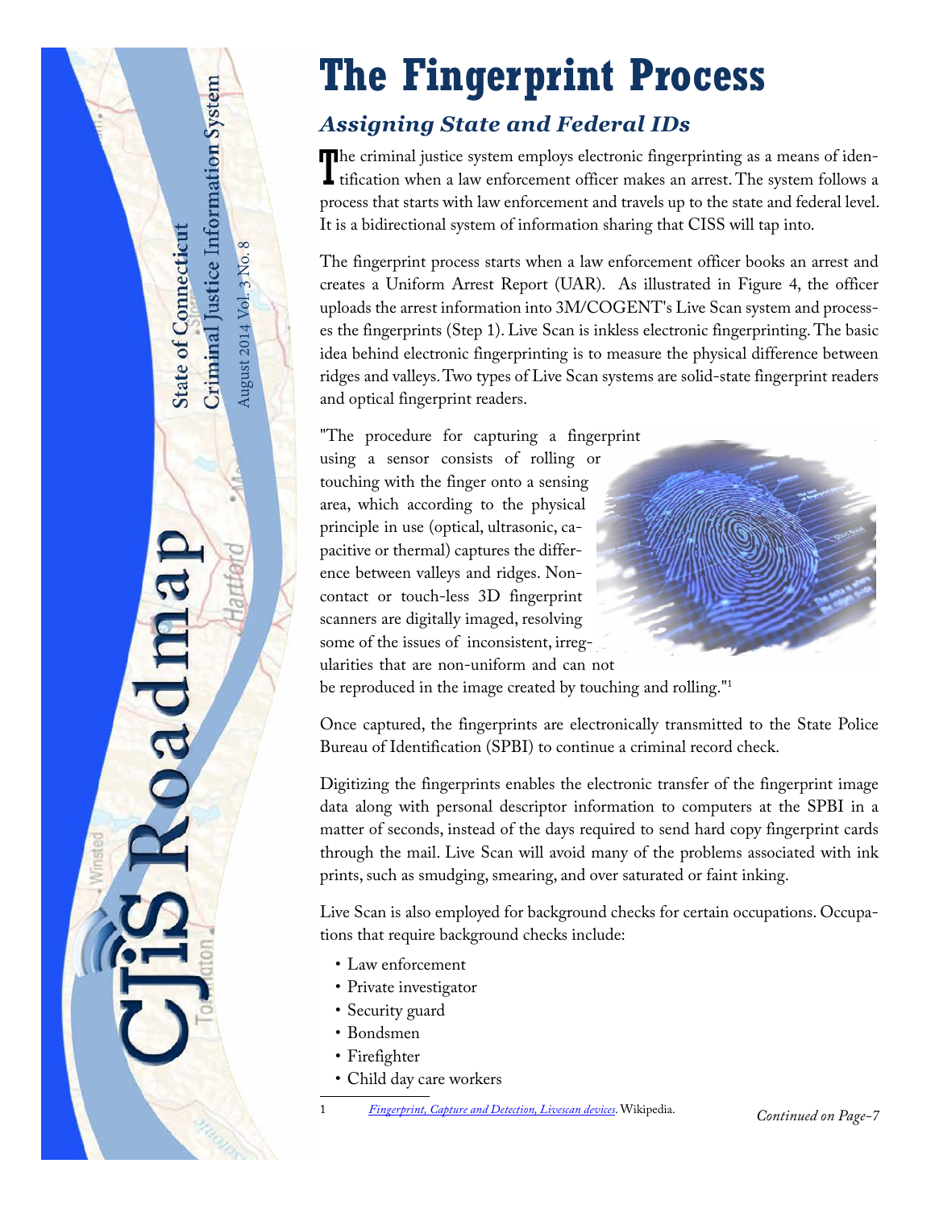# The Fingerprint Process

## *Assigning State and Federal IDs*

The criminal justice system employs electronic fingerprinting as a means of identification when a law enforcement officer makes an arrest. The system follows a process that starts with law enforcement and travels up to the state and federal level. It is a bidirectional system of information sharing that CISS will tap into.

The fingerprint process starts when a law enforcement officer books an arrest and creates a Uniform Arrest Report (UAR). As illustrated in Figure 4, the officer uploads the arrest information into 3M/COGENT's Live Scan system and processes the fingerprints (Step 1). Live Scan is inkless electronic fingerprinting. The basic idea behind electronic fingerprinting is to measure the physical difference between ridges and valleys. Two types of Live Scan systems are solid-state fingerprint readers and optical fingerprint readers.

"The procedure for capturing a fingerprint using a sensor consists of rolling or touching with the finger onto a sensing area, which according to the physical principle in use (optical, ultrasonic, capacitive or thermal) captures the difference between valleys and ridges. Non-contact or touch-less 3D fingerprint scanners are digitally imaged, resolving some of the issues of inconsistent, irregularities that are non-uniform and can not be reproduced in the image created by touching and rolling."[1]

Once captured, the fingerprints are electronically transmitted to the State Police Bureau of Identification (SPBI) to continue a criminal record check.

Digitizing the fingerprints enables the electronic transfer of the fingerprint image data along with personal descriptor information to computers at the SPBI in a matter of seconds, instead of the days required to send hard copy fingerprint cards through the mail. Live Scan will avoid many of the problems associated with ink prints, such as smudging, smearing, and over saturated or faint inking.

Live Scan is also employed for background checks for certain occupations. Occupations that require background checks include:

- Law enforcement
- Private investigator
- Security guard
- Bondsmen
- Firefighter
- Child day care workers

1 *Fingerprint, Capture and Detection, Livescan devices*. Wikipedia.

*Continued on Page-7*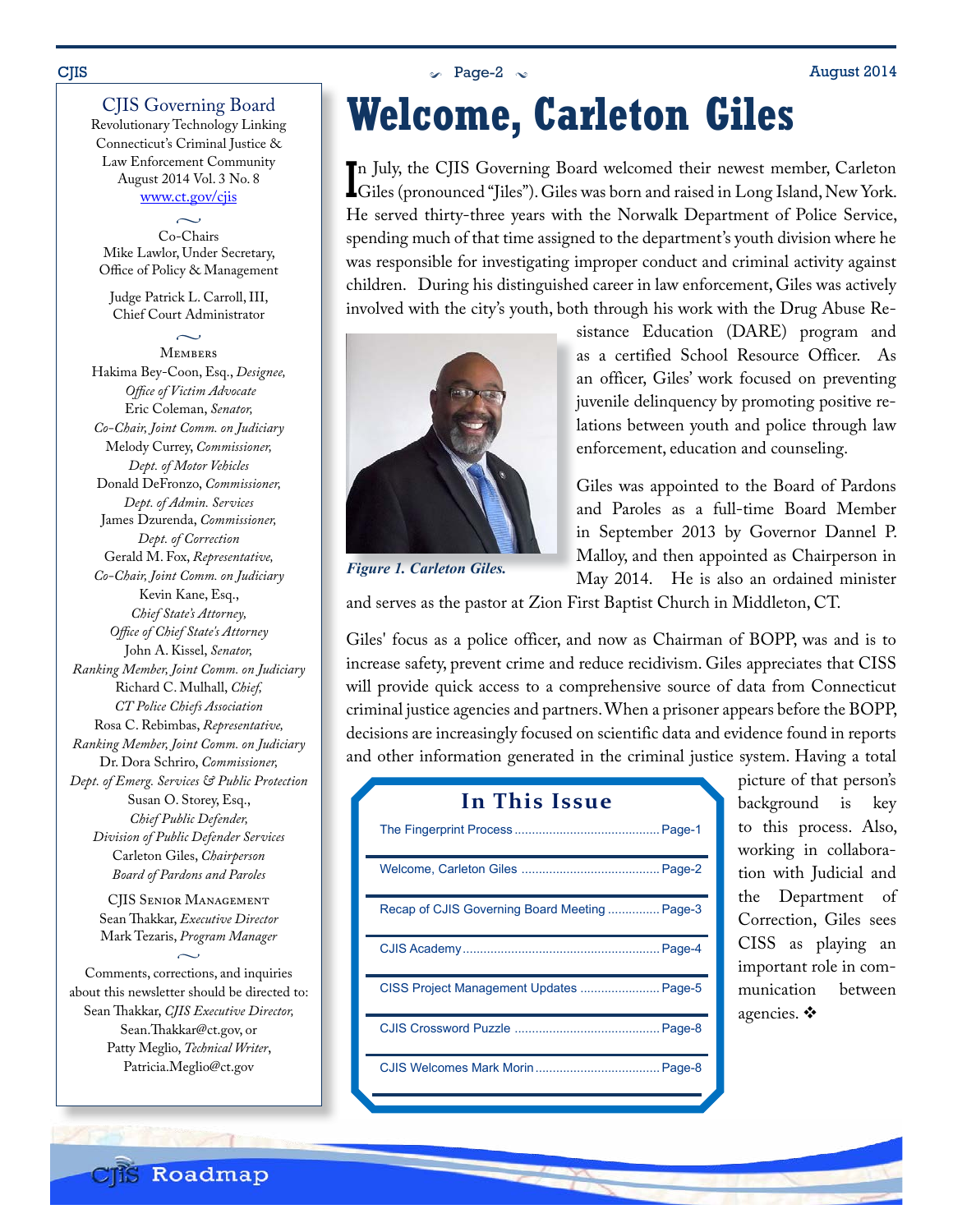# CJIS Governing Board

Revolutionary Technology Linking Connecticut's Criminal Justice & Law Enforcement Community
August 2014 Vol. 3 No. 8
www.ct.gov/cjis

Co-Chairs
Mike Lawlor, Under Secretary, Office of Policy & Management

Judge Patrick L. Carroll, III, Chief Court Administrator

MEMBERS
Hakima Bey-Coon, Esq., *Designee, Office of Victim Advocate*
Eric Coleman, *Senator, Co-Chair, Joint Comm. on Judiciary*
Melody Currey, *Commissioner, Dept. of Motor Vehicles*
Donald DeFronzo, *Commissioner, Dept. of Admin. Services*
James Dzurenda, *Commissioner, Dept. of Correction*
Gerald M. Fox, *Representative, Co-Chair, Joint Comm. on Judiciary*
Kevin Kane, Esq., *Chief State's Attorney, Office of Chief State's Attorney*
John A. Kissel, *Senator, Ranking Member, Joint Comm. on Judiciary*
Richard C. Mulhall, *Chief, CT Police Chiefs Association*
Rosa C. Rebimbas, *Representative, Ranking Member, Joint Comm. on Judiciary*
Dr. Dora Schriro, *Commissioner, Dept. of Emerg. Services & Public Protection*
Susan O. Storey, Esq., *Chief Public Defender, Division of Public Defender Services*
Carleton Giles, *Chairperson Board of Pardons and Paroles*

CJIS SENIOR MANAGEMENT
Sean Thakkar, *Executive Director*
Mark Tezaris, *Program Manager*

Comments, corrections, and inquiries about this newsletter should be directed to:
Sean Thakkar, *CJIS Executive Director*, Sean.Thakkar@ct.gov, or
Patty Meglio, *Technical Writer*, Patricia.Meglio@ct.gov

# Welcome, Carleton Giles

In July, the CJIS Governing Board welcomed their newest member, Carleton Giles (pronounced "Jiles"). Giles was born and raised in Long Island, New York. He served thirty-three years with the Norwalk Department of Police Service, spending much of that time assigned to the department's youth division where he was responsible for investigating improper conduct and criminal activity against children. During his distinguished career in law enforcement, Giles was actively involved with the city's youth, both through his work with the Drug Abuse Resistance Education (DARE) program and as a certified School Resource Officer. As an officer, Giles' work focused on preventing juvenile delinquency by promoting positive relations between youth and police through law enforcement, education and counseling.

*Figure 1. Carleton Giles.*

Giles was appointed to the Board of Pardons and Paroles as a full-time Board Member in September 2013 by Governor Dannel P. Malloy, and then appointed as Chairperson in May 2014. He is also an ordained minister and serves as the pastor at Zion First Baptist Church in Middleton, CT.

Giles' focus as a police officer, and now as Chairman of BOPP, was and is to increase safety, prevent crime and reduce recidivism. Giles appreciates that CISS will provide quick access to a comprehensive source of data from Connecticut criminal justice agencies and partners. When a prisoner appears before the BOPP, decisions are increasingly focused on scientific data and evidence found in reports and other information generated in the criminal justice system. Having a total picture of that person's background is key to this process. Also, working in collaboration with Judicial and the Department of Correction, Giles sees CISS as playing an important role in communication between agencies. ❖

## In This Issue

| | |
|---|---|
| The Fingerprint Process | Page-1 |
| Welcome, Carleton Giles | Page-2 |
| Recap of CJIS Governing Board Meeting | Page-3 |
| CJIS Academy | Page-4 |
| CISS Project Management Updates | Page-5 |
| CJIS Crossword Puzzle | Page-8 |
| CJIS Welcomes Mark Morin | Page-8 |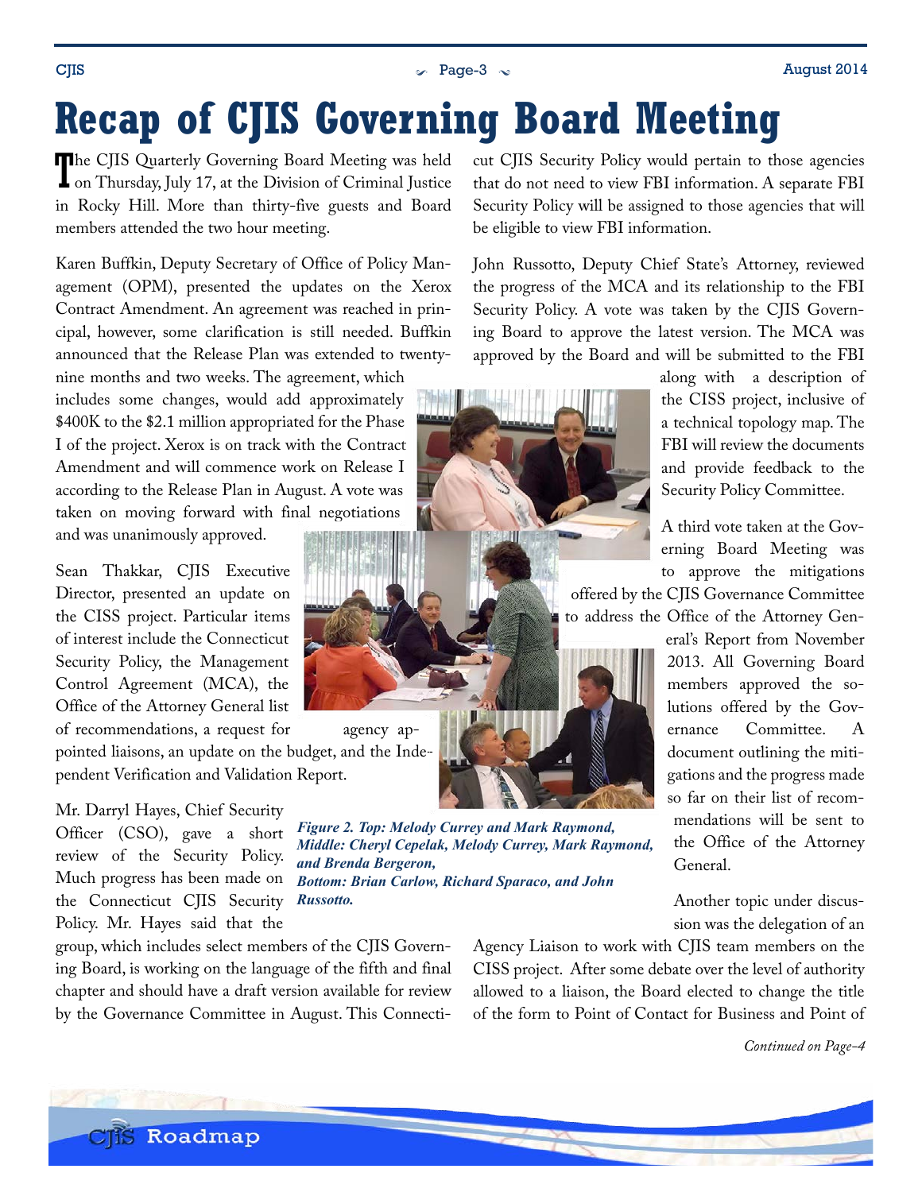# Recap of CJIS Governing Board Meeting

The CJIS Quarterly Governing Board Meeting was held on Thursday, July 17, at the Division of Criminal Justice in Rocky Hill. More than thirty-five guests and Board members attended the two hour meeting.

Karen Buffkin, Deputy Secretary of Office of Policy Management (OPM), presented the updates on the Xerox Contract Amendment. An agreement was reached in principal, however, some clarification is still needed. Buffkin announced that the Release Plan was extended to twenty-nine months and two weeks. The agreement, which includes some changes, would add approximately $400K to the $2.1 million appropriated for the Phase I of the project. Xerox is on track with the Contract Amendment and will commence work on Release I according to the Release Plan in August. A vote was taken on moving forward with final negotiations and was unanimously approved.

Sean Thakkar, CJIS Executive Director, presented an update on the CISS project. Particular items of interest include the Connecticut Security Policy, the Management Control Agreement (MCA), the Office of the Attorney General list of recommendations, a request for agency appointed liaisons, an update on the budget, and the Independent Verification and Validation Report.

Mr. Darryl Hayes, Chief Security Officer (CSO), gave a short review of the Security Policy. Much progress has been made on the Connecticut CJIS Security Policy. Mr. Hayes said that the group, which includes select members of the CJIS Governing Board, is working on the language of the fifth and final chapter and should have a draft version available for review by the Governance Committee in August. This Connecticut CJIS Security Policy would pertain to those agencies that do not need to view FBI information. A separate FBI Security Policy will be assigned to those agencies that will be eligible to view FBI information.

John Russotto, Deputy Chief State's Attorney, reviewed the progress of the MCA and its relationship to the FBI Security Policy. A vote was taken by the CJIS Governing Board to approve the latest version. The MCA was approved by the Board and will be submitted to the FBI along with a description of the CISS project, inclusive of a technical topology map. The FBI will review the documents and provide feedback to the Security Policy Committee.

A third vote taken at the Governing Board Meeting was to approve the mitigations offered by the CJIS Governance Committee to address the Office of the Attorney General's Report from November 2013. All Governing Board members approved the solutions offered by the Governance Committee. A document outlining the mitigations and the progress made so far on their list of recommendations will be sent to the Office of the Attorney General.

*Figure 2. Top: Melody Currey and Mark Raymond, Middle: Cheryl Cepelak, Melody Currey, Mark Raymond, and Brenda Bergeron, Bottom: Brian Carlow, Richard Sparaco, and John Russotto.*

Another topic under discussion was the delegation of an Agency Liaison to work with CJIS team members on the CISS project. After some debate over the level of authority allowed to a liaison, the Board elected to change the title of the form to Point of Contact for Business and Point of

*Continued on Page-4*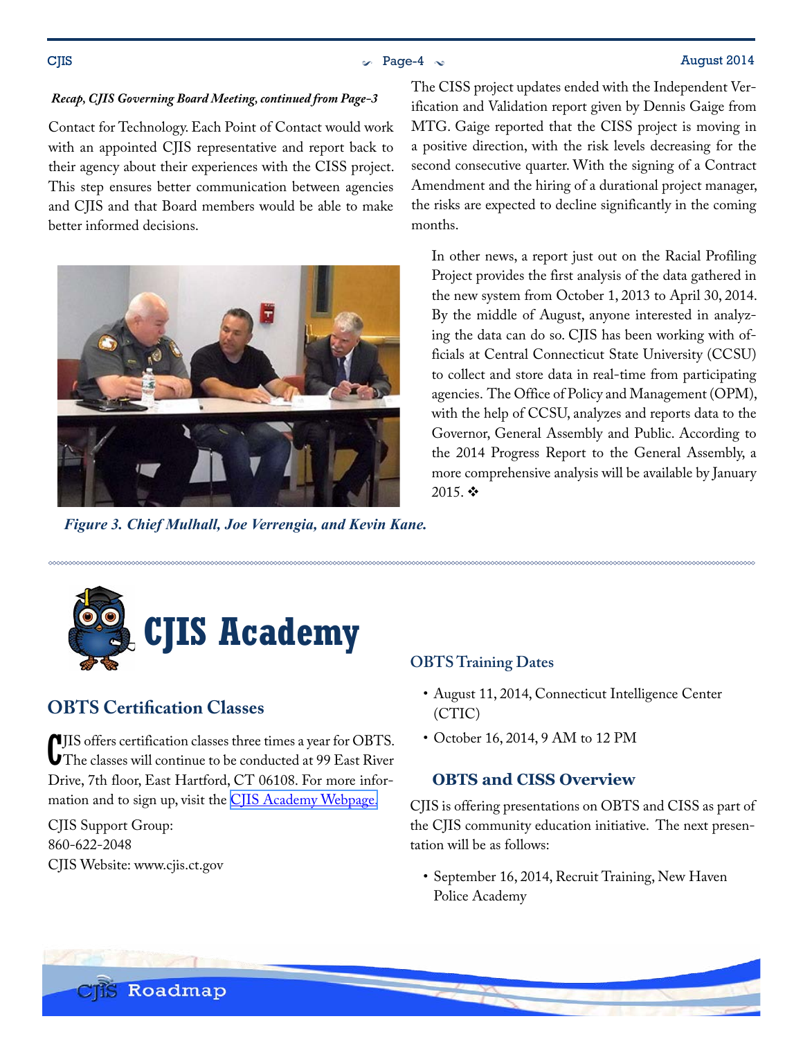*Recap, CJIS Governing Board Meeting, continued from Page-3*

Contact for Technology. Each Point of Contact would work with an appointed CJIS representative and report back to their agency about their experiences with the CISS project. This step ensures better communication between agencies and CJIS and that Board members would be able to make better informed decisions.

*Figure 3. Chief Mulhall, Joe Verrengia, and Kevin Kane.*

The CISS project updates ended with the Independent Verification and Validation report given by Dennis Gaige from MTG. Gaige reported that the CISS project is moving in a positive direction, with the risk levels decreasing for the second consecutive quarter. With the signing of a Contract Amendment and the hiring of a durational project manager, the risks are expected to decline significantly in the coming months.

In other news, a report just out on the Racial Profiling Project provides the first analysis of the data gathered in the new system from October 1, 2013 to April 30, 2014. By the middle of August, anyone interested in analyzing the data can do so. CJIS has been working with officials at Central Connecticut State University (CCSU) to collect and store data in real-time from participating agencies. The Office of Policy and Management (OPM), with the help of CCSU, analyzes and reports data to the Governor, General Assembly and Public. According to the 2014 Progress Report to the General Assembly, a more comprehensive analysis will be available by January 2015. ❖

# CJIS Academy

## OBTS Certification Classes

CJIS offers certification classes three times a year for OBTS. The classes will continue to be conducted at 99 East River Drive, 7th floor, East Hartford, CT 06108. For more information and to sign up, visit the [CJIS Academy Webpage.]

CJIS Support Group:
860-622-2048
CJIS Website: www.cjis.ct.gov

## OBTS Training Dates

- August 11, 2014, Connecticut Intelligence Center (CTIC)
- October 16, 2014, 9 AM to 12 PM

## OBTS and CISS Overview

CJIS is offering presentations on OBTS and CISS as part of the CJIS community education initiative. The next presentation will be as follows:

- September 16, 2014, Recruit Training, New Haven Police Academy

CJIS Roadmap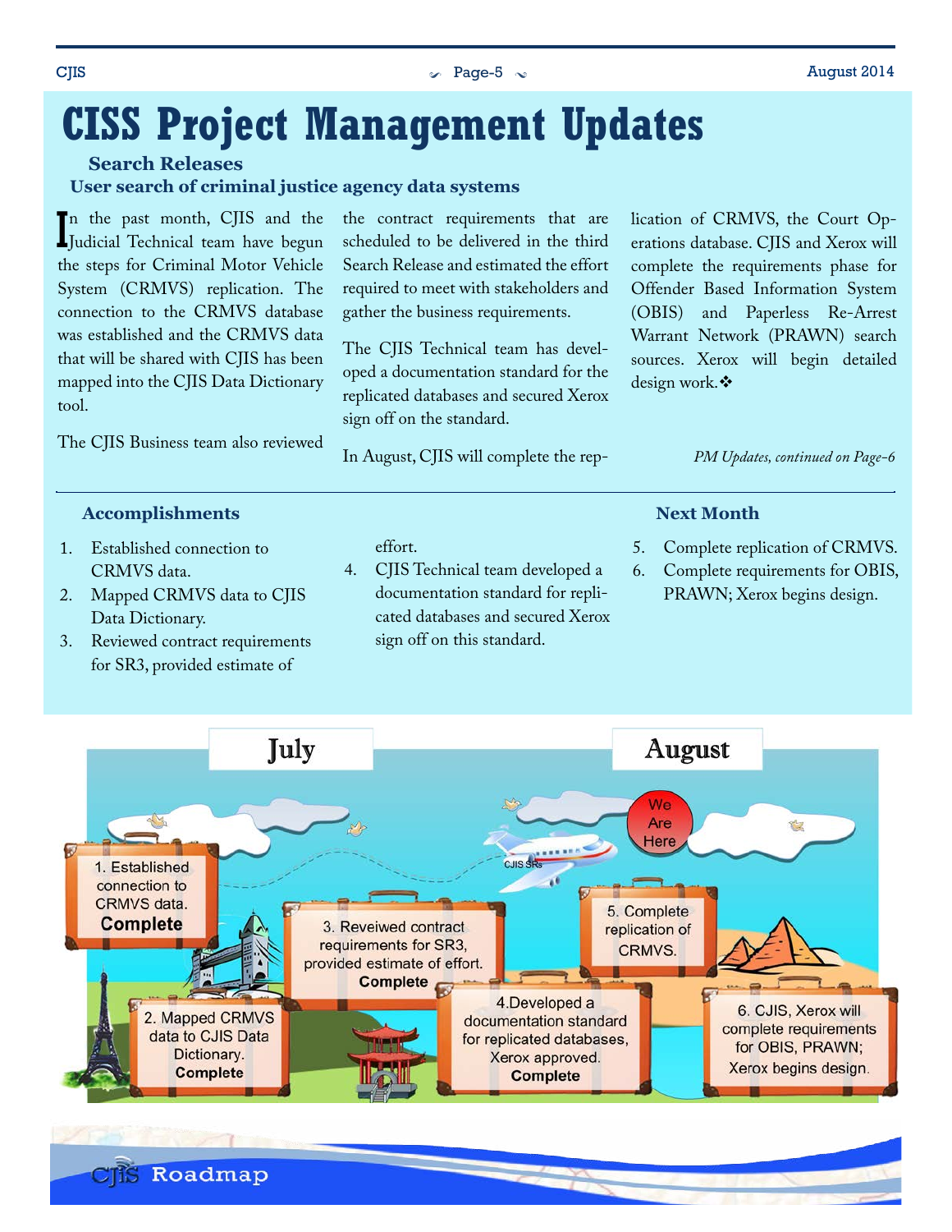# CISS Project Management Updates

## Search Releases

### User search of criminal justice agency data systems

In the past month, CJIS and the Judicial Technical team have begun the steps for Criminal Motor Vehicle System (CRMVS) replication. The connection to the CRMVS database was established and the CRMVS data that will be shared with CJIS has been mapped into the CJIS Data Dictionary tool.

The CJIS Business team also reviewed the contract requirements that are scheduled to be delivered in the third Search Release and estimated the effort required to meet with stakeholders and gather the business requirements.

The CJIS Technical team has developed a documentation standard for the replicated databases and secured Xerox sign off on the standard.

In August, CJIS will complete the replication of CRMVS, the Court Operations database. CJIS and Xerox will complete the requirements phase for Offender Based Information System (OBIS) and Paperless Re-Arrest Warrant Network (PRAWN) search sources. Xerox will begin detailed design work.❖

*PM Updates, continued on Page-6*

### Accomplishments

1. Established connection to CRMVS data.
2. Mapped CRMVS data to CJIS Data Dictionary.
3. Reviewed contract requirements for SR3, provided estimate of effort.
4. CJIS Technical team developed a documentation standard for replicated databases and secured Xerox sign off on this standard.

### Next Month

5. Complete replication of CRMVS.
6. Complete requirements for OBIS, PRAWN; Xerox begins design.

**July**

1. Established connection to CRMVS data. **Complete**
2. Mapped CRMVS data to CJIS Data Dictionary. **Complete**
3. Reveiwed contract requirements for SR3, provided estimate of effort. **Complete**
4. Developed a documentation standard for replicated databases, Xerox approved. **Complete**

CJIS SRs

**August**

We Are Here

5. Complete replication of CRMVS.
6. CJIS, Xerox will complete requirements for OBIS, PRAWN; Xerox begins design.

CJIS Roadmap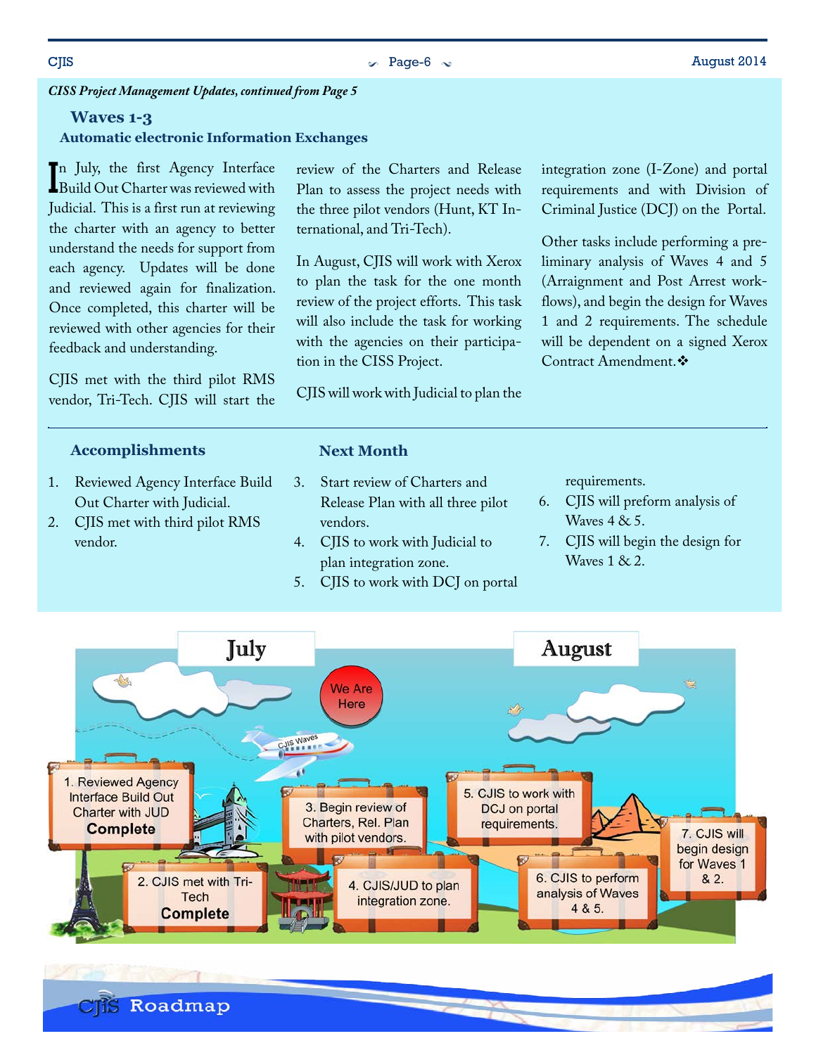*CISS Project Management Updates, continued from Page 5*

## Waves 1-3

### Automatic electronic Information Exchanges

In July, the first Agency Interface Build Out Charter was reviewed with Judicial. This is a first run at reviewing the charter with an agency to better understand the needs for support from each agency. Updates will be done and reviewed again for finalization. Once completed, this charter will be reviewed with other agencies for their feedback and understanding.

CJIS met with the third pilot RMS vendor, Tri-Tech. CJIS will start the review of the Charters and Release Plan to assess the project needs with the three pilot vendors (Hunt, KT International, and Tri-Tech).

In August, CJIS will work with Xerox to plan the task for the one month review of the project efforts. This task will also include the task for working with the agencies on their participation in the CISS Project.

CJIS will work with Judicial to plan the integration zone (I-Zone) and portal requirements and with Division of Criminal Justice (DCJ) on the Portal.

Other tasks include performing a preliminary analysis of Waves 4 and 5 (Arraignment and Post Arrest workflows), and begin the design for Waves 1 and 2 requirements. The schedule will be dependent on a signed Xerox Contract Amendment.❖

---

### Accomplishments

1. Reviewed Agency Interface Build Out Charter with Judicial.
2. CJIS met with third pilot RMS vendor.

### Next Month

3. Start review of Charters and Release Plan with all three pilot vendors.
4. CJIS to work with Judicial to plan integration zone.
5. CJIS to work with DCJ on portal requirements.
6. CJIS will preform analysis of Waves 4 & 5.
7. CJIS will begin the design for Waves 1 & 2.

**July**

We Are Here

CJIS Waves

1. Reviewed Agency Interface Build Out Charter with JUD **Complete**
2. CJIS met with Tri-Tech **Complete**
3. Begin review of Charters, Rel. Plan with pilot vendors.
4. CJIS/JUD to plan integration zone.

**August**

5. CJIS to work with DCJ on portal requirements.
6. CJIS to perform analysis of Waves 4 & 5.
7. CJIS will begin design for Waves 1 & 2.

CJIS Roadmap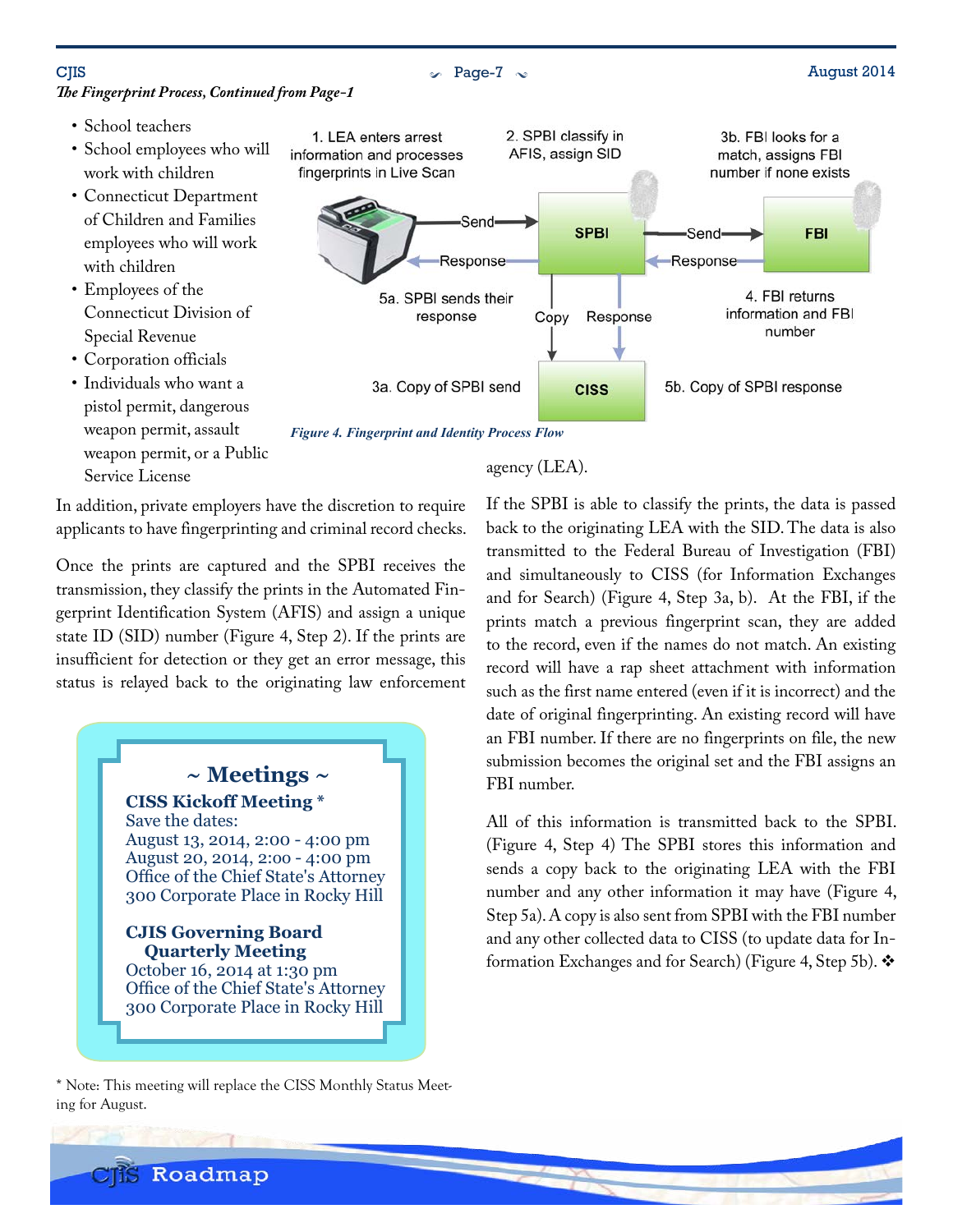*The Fingerprint Process, Continued from Page-1*

- School teachers
- School employees who will work with children
- Connecticut Department of Children and Families employees who will work with children
- Employees of the Connecticut Division of Special Revenue
- Corporation officials
- Individuals who want a pistol permit, dangerous weapon permit, assault weapon permit, or a Public Service License

In addition, private employers have the discretion to require applicants to have fingerprinting and criminal record checks.

Once the prints are captured and the SPBI receives the transmission, they classify the prints in the Automated Fingerprint Identification System (AFIS) and assign a unique state ID (SID) number (Figure 4, Step 2). If the prints are insufficient for detection or they get an error message, this status is relayed back to the originating law enforcement agency (LEA).

1. LEA enters arrest information and processes fingerprints in Live Scan
2. SPBI classify in AFIS, assign SID
3a. Copy of SPBI send
3b. FBI looks for a match, assigns FBI number if none exists
4. FBI returns information and FBI number
5a. SPBI sends their response
5b. Copy of SPBI response

*Figure 4. Fingerprint and Identity Process Flow*

If the SPBI is able to classify the prints, the data is passed back to the originating LEA with the SID. The data is also transmitted to the Federal Bureau of Investigation (FBI) and simultaneously to CISS (for Information Exchanges and for Search) (Figure 4, Step 3a, b). At the FBI, if the prints match a previous fingerprint scan, they are added to the record, even if the names do not match. An existing record will have a rap sheet attachment with information such as the first name entered (even if it is incorrect) and the date of original fingerprinting. An existing record will have an FBI number. If there are no fingerprints on file, the new submission becomes the original set and the FBI assigns an FBI number.

All of this information is transmitted back to the SPBI. (Figure 4, Step 4) The SPBI stores this information and sends a copy back to the originating LEA with the FBI number and any other information it may have (Figure 4, Step 5a). A copy is also sent from SPBI with the FBI number and any other collected data to CISS (to update data for Information Exchanges and for Search) (Figure 4, Step 5b). ❖

## ~ Meetings ~

**CISS Kickoff Meeting \***
Save the dates:
August 13, 2014, 2:00 - 4:00 pm
August 20, 2014, 2:00 - 4:00 pm
Office of the Chief State's Attorney
300 Corporate Place in Rocky Hill

**CJIS Governing Board Quarterly Meeting**
October 16, 2014 at 1:30 pm
Office of the Chief State's Attorney
300 Corporate Place in Rocky Hill

\* Note: This meeting will replace the CISS Monthly Status Meeting for August.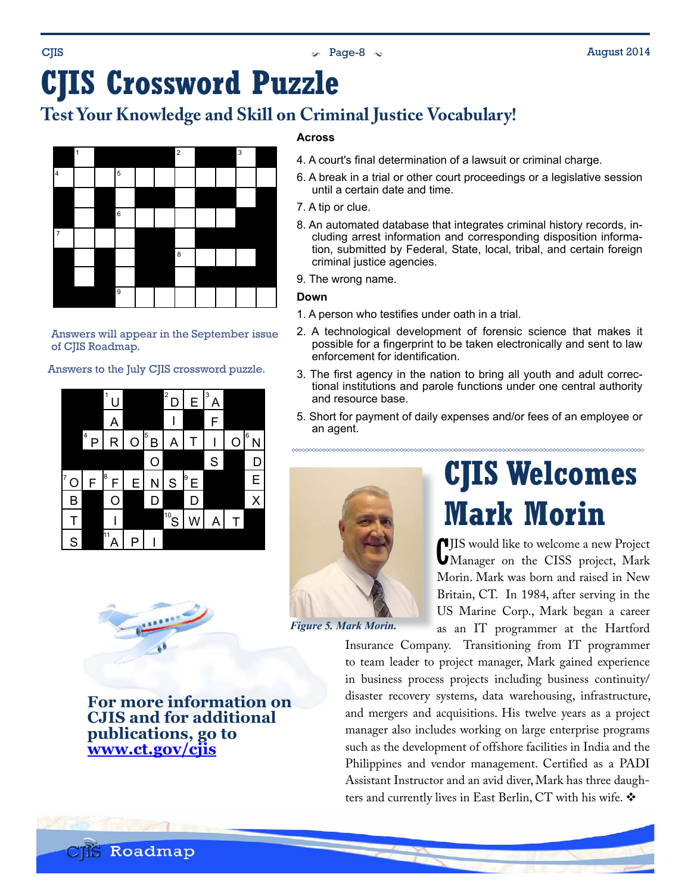# CJIS Crossword Puzzle

## Test Your Knowledge and Skill on Criminal Justice Vocabulary!

**Across**

4. A court's final determination of a lawsuit or criminal charge.
6. A break in a trial or other court proceedings or a legislative session until a certain date and time.
7. A tip or clue.
8. An automated database that integrates criminal history records, including arrest information and corresponding disposition information, submitted by Federal, State, local, tribal, and certain foreign criminal justice agencies.
9. The wrong name.

**Down**

1. A person who testifies under oath in a trial.
2. A technological development of forensic science that makes it possible for a fingerprint to be taken electronically and sent to law enforcement for identification.
3. The first agency in the nation to bring all youth and adult correctional institutions and parole functions under one central authority and resource base.
5. Short for payment of daily expenses and/or fees of an employee or an agent.

Answers will appear in the September issue of CJIS Roadmap.

Answers to the July CJIS crossword puzzle.

Across: 2. DEA; 4. PROBATION; 7. OFFENSE; 10. SWAT; 11. API

Down: 1. UAR; 2. DIA; 3. AFIS; 5. BOND; 6. NDEX; 7. OBTS; 8. FOIA; 9. ED

**For more information on CJIS and for additional publications, go to [www.ct.gov/cjis](http://www.ct.gov/cjis)**

# CJIS Welcomes Mark Morin

*Figure 5. Mark Morin.*

CJIS would like to welcome a new Project Manager on the CISS project, Mark Morin. Mark was born and raised in New Britain, CT. In 1984, after serving in the US Marine Corp., Mark began a career as an IT programmer at the Hartford Insurance Company. Transitioning from IT programmer to team leader to project manager, Mark gained experience in business process projects including business continuity/ disaster recovery systems, data warehousing, infrastructure, and mergers and acquisitions. His twelve years as a project manager also includes working on large enterprise programs such as the development of offshore facilities in India and the Philippines and vendor management. Certified as a PADI Assistant Instructor and an avid diver, Mark has three daughters and currently lives in East Berlin, CT with his wife. ❖